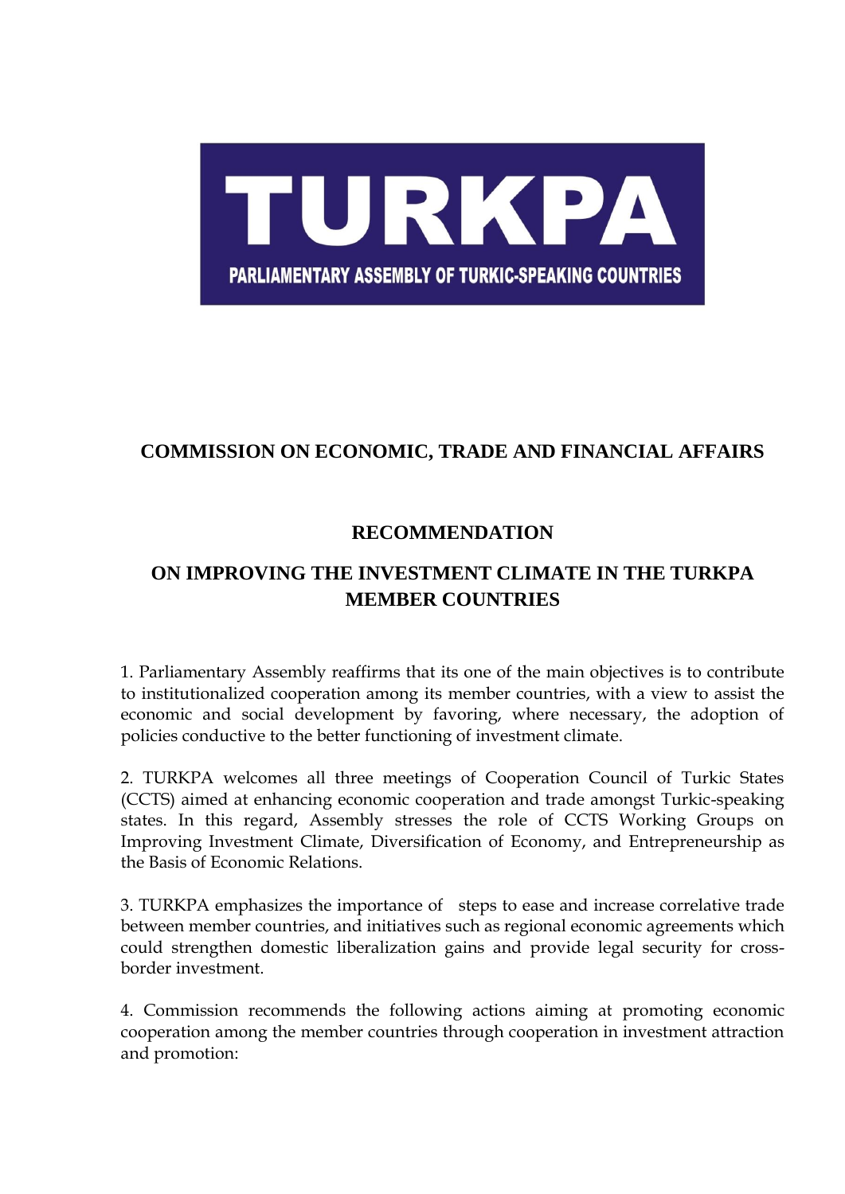TURKPA

PARLIAMENTARY ASSEMBLY OF TURKIC-SPEAKING COUNTRIES

## COMMISSION ON ECONOMIC, TRADE AND FINANCIAL AFFAIRS

## RECOMMENDATION

## ON IMPROVING THE INVESTMENT CLIMATE IN THE TURKPA MEMBER COUNTRIES

1. Parliamentary Assembly reaffirms that its one of the main objectives is to contribute to institutionalized cooperation among its member countries, with a view to assist the economic and social development by favoring, where necessary, the adoption of policies conductive to the better functioning of investment climate.

2. TURKPA welcomes all three meetings of Cooperation Council of Turkic States (CCTS) aimed at enhancing economic cooperation and trade amongst Turkic-speaking states. In this regard, Assembly stresses the role of CCTS Working Groups on Improving Investment Climate, Diversification of Economy, and Entrepreneurship as the Basis of Economic Relations.

3. TURKPA emphasizes the importance of steps to ease and increase correlative trade between member countries, and initiatives such as regional economic agreements which could strengthen domestic liberalization gains and provide legal security for cross-border investment.

4. Commission recommends the following actions aiming at promoting economic cooperation among the member countries through cooperation in investment attraction and promotion: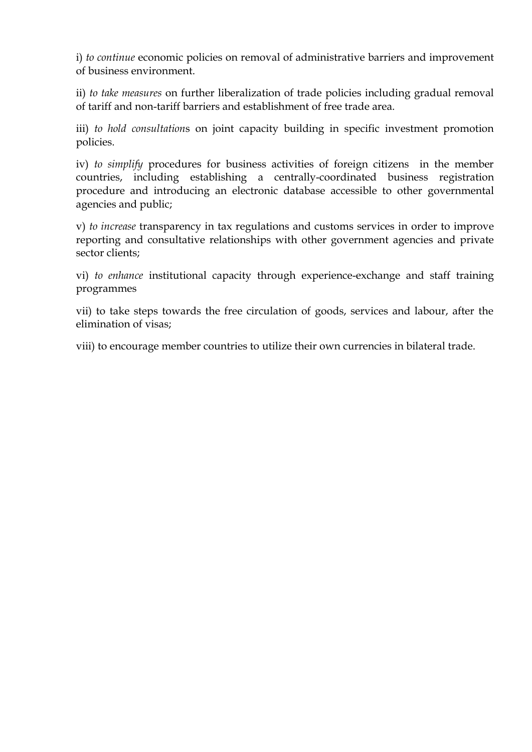i) *to continue* economic policies on removal of administrative barriers and improvement of business environment.

ii) *to take measures* on further liberalization of trade policies including gradual removal of tariff and non-tariff barriers and establishment of free trade area.

iii) *to hold consultation*s on joint capacity building in specific investment promotion policies.

iv) *to simplify* procedures for business activities of foreign citizens in the member countries, including establishing a centrally-coordinated business registration procedure and introducing an electronic database accessible to other governmental agencies and public;

v) *to increase* transparency in tax regulations and customs services in order to improve reporting and consultative relationships with other government agencies and private sector clients;

vi) *to enhance* institutional capacity through experience-exchange and staff training programmes

vii) to take steps towards the free circulation of goods, services and labour, after the elimination of visas;

viii) to encourage member countries to utilize their own currencies in bilateral trade.